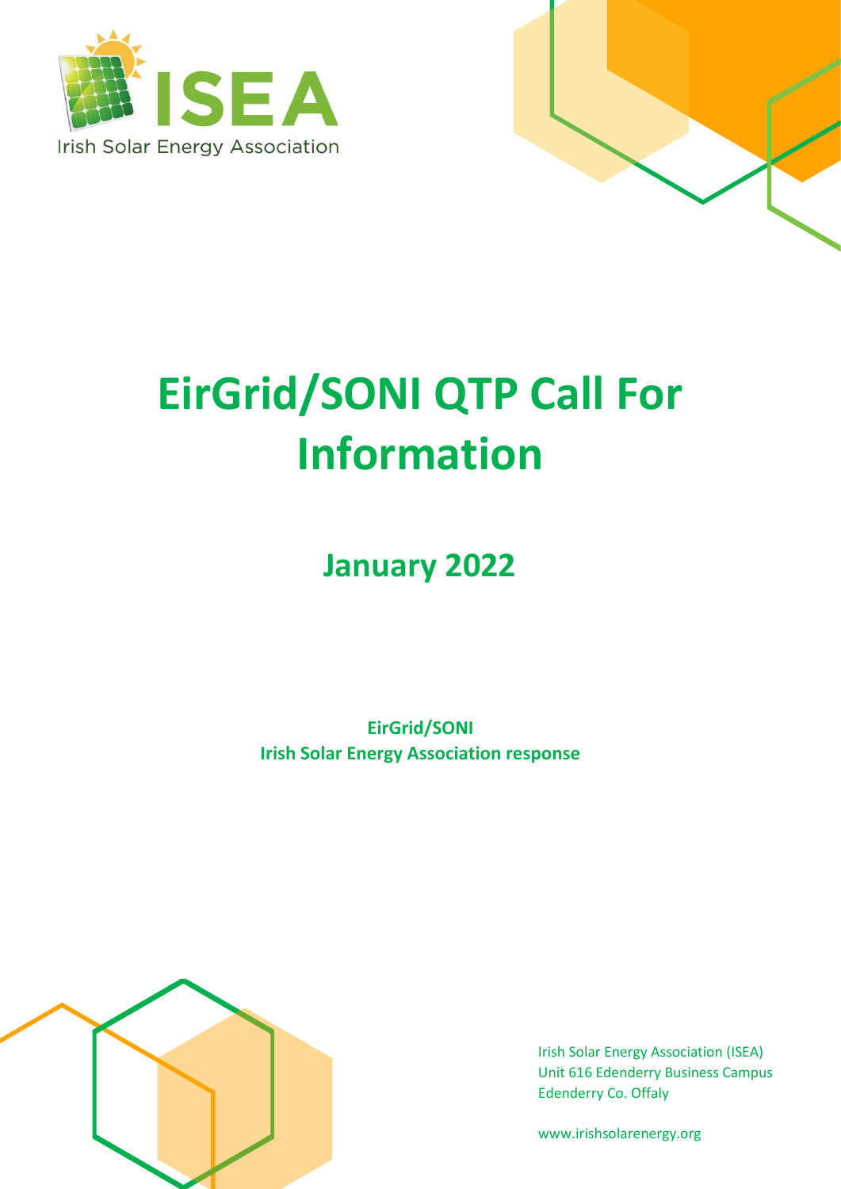ISEA

Irish Solar Energy Association

# EirGrid/SONI QTP Call For Information

## January 2022

**EirGrid/SONI**
**Irish Solar Energy Association response**

Irish Solar Energy Association (ISEA)
Unit 616 Edenderry Business Campus
Edenderry Co. Offaly

www.irishsolarenergy.org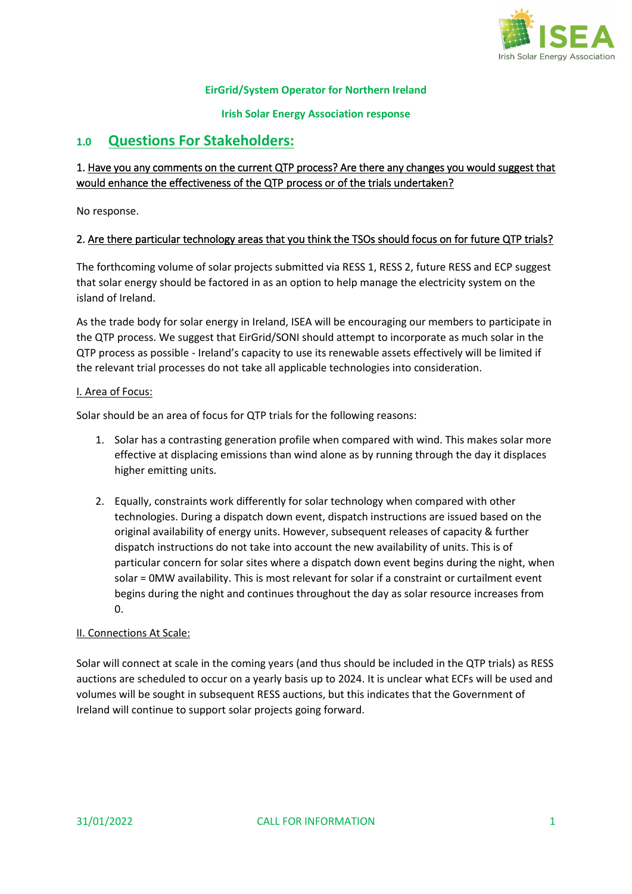EirGrid/System Operator for Northern Ireland

Irish Solar Energy Association response

## 1.0 Questions For Stakeholders:

1. Have you any comments on the current QTP process? Are there any changes you would suggest that would enhance the effectiveness of the QTP process or of the trials undertaken?

No response.

2. Are there particular technology areas that you think the TSOs should focus on for future QTP trials?

The forthcoming volume of solar projects submitted via RESS 1, RESS 2, future RESS and ECP suggest that solar energy should be factored in as an option to help manage the electricity system on the island of Ireland.

As the trade body for solar energy in Ireland, ISEA will be encouraging our members to participate in the QTP process. We suggest that EirGrid/SONI should attempt to incorporate as much solar in the QTP process as possible - Ireland's capacity to use its renewable assets effectively will be limited if the relevant trial processes do not take all applicable technologies into consideration.

I. Area of Focus:

Solar should be an area of focus for QTP trials for the following reasons:

1. Solar has a contrasting generation profile when compared with wind. This makes solar more effective at displacing emissions than wind alone as by running through the day it displaces higher emitting units.

2. Equally, constraints work differently for solar technology when compared with other technologies. During a dispatch down event, dispatch instructions are issued based on the original availability of energy units. However, subsequent releases of capacity & further dispatch instructions do not take into account the new availability of units. This is of particular concern for solar sites where a dispatch down event begins during the night, when solar = 0MW availability. This is most relevant for solar if a constraint or curtailment event begins during the night and continues throughout the day as solar resource increases from 0.

II. Connections At Scale:

Solar will connect at scale in the coming years (and thus should be included in the QTP trials) as RESS auctions are scheduled to occur on a yearly basis up to 2024. It is unclear what ECFs will be used and volumes will be sought in subsequent RESS auctions, but this indicates that the Government of Ireland will continue to support solar projects going forward.